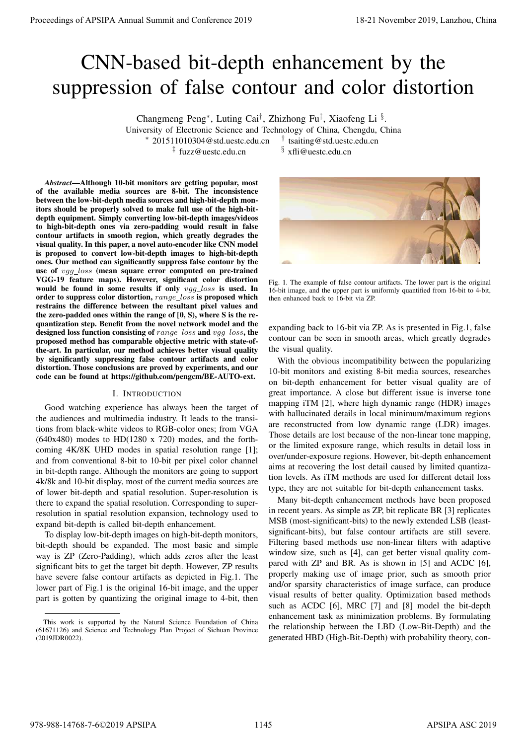# CNN-based bit-depth enhancement by the suppression of false contour and color distortion

Changmeng Peng*, Luting Cai†, Zhizhong Fu‡, Xiaofeng Li §.
University of Electronic Science and Technology of China, Chengdu, China
* 201511010304@std.uestc.edu.cn † tsaiting@std.uestc.edu.cn
‡ fuzz@uestc.edu.cn § xfli@uestc.edu.cn

***Abstract*—Although 10-bit monitors are getting popular, most of the available media sources are 8-bit. The inconsistence between the low-bit-depth media sources and high-bit-depth monitors should be properly solved to make full use of the high-bit-depth equipment. Simply converting low-bit-depth images/videos to high-bit-depth ones via zero-padding would result in false contour artifacts in smooth region, which greatly degrades the visual quality. In this paper, a novel auto-encoder like CNN model is proposed to convert low-bit-depth images to high-bit-depth ones. Our method can significantly suppress false contour by the use of $vgg\_loss$ (mean square error computed on pre-trained VGG-19 feature maps). However, significant color distortion would be found in some results if only $vgg\_loss$ is used. In order to suppress color distortion, $range\_loss$ is proposed which restrains the difference between the resultant pixel values and the zero-padded ones within the range of [0, S), where S is the re-quantization step. Benefit from the novel network model and the designed loss function consisting of $range\_loss$ and $vgg\_loss$, the proposed method has comparable objective metric with state-of-the-art. In particular, our method achieves better visual quality by significantly suppressing false contour artifacts and color distortion. Those conclusions are proved by experiments, and our code can be found at https://github.com/pengcm/BE-AUTO-ext.**

## I. Introduction

Good watching experience has always been the target of the audiences and multimedia industry. It leads to the transitions from black-white videos to RGB-color ones; from VGA (640x480) modes to HD(1280 x 720) modes, and the forthcoming 4K/8K UHD modes in spatial resolution range [1]; and from conventional 8-bit to 10-bit per pixel color channel in bit-depth range. Although the monitors are going to support 4k/8k and 10-bit display, most of the current media sources are of lower bit-depth and spatial resolution. Super-resolution is there to expand the spatial resolution. Corresponding to super-resolution in spatial resolution expansion, technology used to expand bit-depth is called bit-depth enhancement.

To display low-bit-depth images on high-bit-depth monitors, bit-depth should be expanded. The most basic and simple way is ZP (Zero-Padding), which adds zeros after the least significant bits to get the target bit depth. However, ZP results have severe false contour artifacts as depicted in Fig.1. The lower part of Fig.1 is the original 16-bit image, and the upper part is gotten by quantizing the original image to 4-bit, then expanding back to 16-bit via ZP. As is presented in Fig.1, false contour can be seen in smooth areas, which greatly degrades the visual quality.

Fig. 1. The example of false contour artifacts. The lower part is the original 16-bit image, and the upper part is uniformly quantified from 16-bit to 4-bit, then enhanced back to 16-bit via ZP.

With the obvious incompatibility between the popularizing 10-bit monitors and existing 8-bit media sources, researches on bit-depth enhancement for better visual quality are of great importance. A close but different issue is inverse tone mapping iTM [2], where high dynamic range (HDR) images with hallucinated details in local minimum/maximum regions are reconstructed from low dynamic range (LDR) images. Those details are lost because of the non-linear tone mapping, or the limited exposure range, which results in detail loss in over/under-exposure regions. However, bit-depth enhancement aims at recovering the lost detail caused by limited quantization levels. As iTM methods are used for different detail loss type, they are not suitable for bit-depth enhancement tasks.

Many bit-depth enhancement methods have been proposed in recent years. As simple as ZP, bit replicate BR [3] replicates MSB (most-significant-bits) to the newly extended LSB (least-significant-bits), but false contour artifacts are still severe. Filtering based methods use non-linear filters with adaptive window size, such as [4], can get better visual quality compared with ZP and BR. As is shown in [5] and ACDC [6], properly making use of image prior, such as smooth prior and/or sparsity characteristics of image surface, can produce visual results of better quality. Optimization based methods such as ACDC [6], MRC [7] and [8] model the bit-depth enhancement task as minimization problems. By formulating the relationship between the LBD (Low-Bit-Depth) and the generated HBD (High-Bit-Depth) with probability theory, con-

This work is supported by the Natural Science Foundation of China (61671126) and Science and Technology Plan Project of Sichuan Province (2019JDR0022).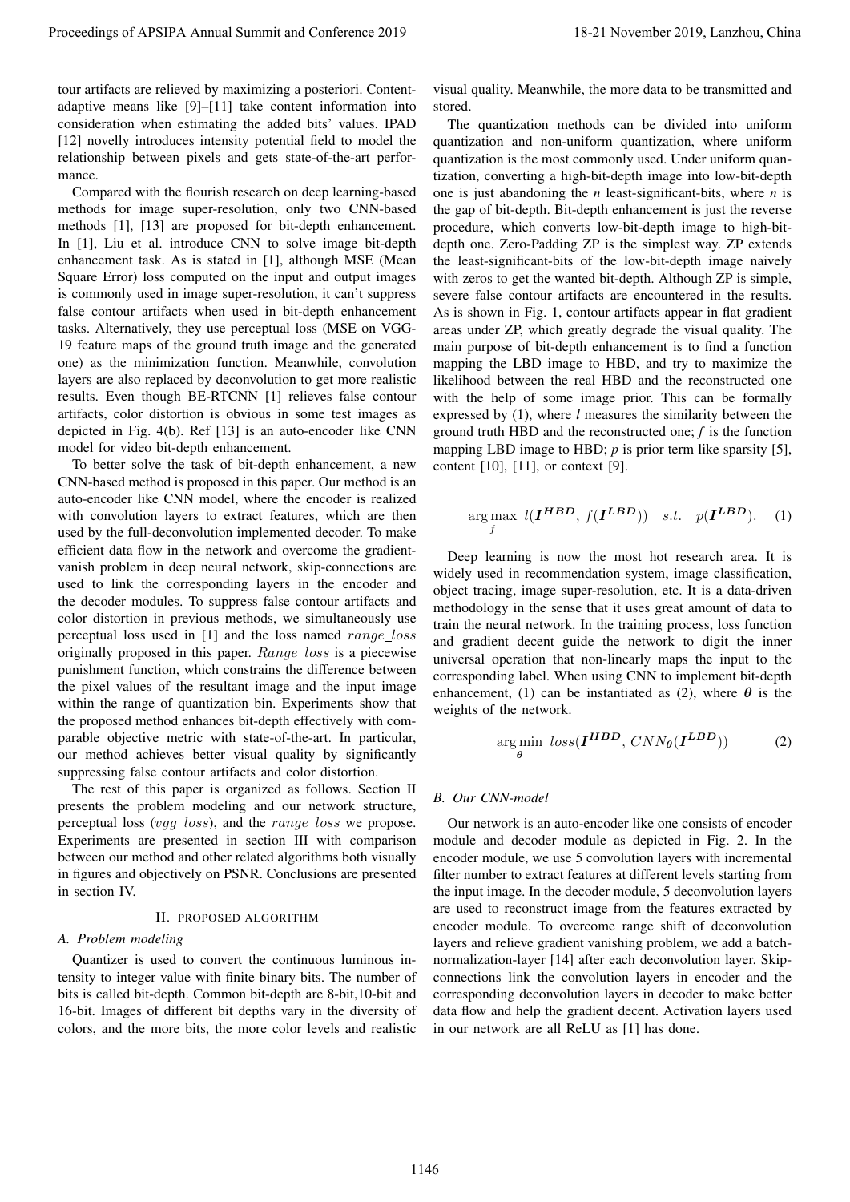tour artifacts are relieved by maximizing a posteriori. Content-adaptive means like [9]–[11] take content information into consideration when estimating the added bits' values. IPAD [12] novelly introduces intensity potential field to model the relationship between pixels and gets state-of-the-art performance.

Compared with the flourish research on deep learning-based methods for image super-resolution, only two CNN-based methods [1], [13] are proposed for bit-depth enhancement. In [1], Liu et al. introduce CNN to solve image bit-depth enhancement task. As is stated in [1], although MSE (Mean Square Error) loss computed on the input and output images is commonly used in image super-resolution, it can't suppress false contour artifacts when used in bit-depth enhancement tasks. Alternatively, they use perceptual loss (MSE on VGG-19 feature maps of the ground truth image and the generated one) as the minimization function. Meanwhile, convolution layers are also replaced by deconvolution to get more realistic results. Even though BE-RTCNN [1] relieves false contour artifacts, color distortion is obvious in some test images as depicted in Fig. 4(b). Ref [13] is an auto-encoder like CNN model for video bit-depth enhancement.

To better solve the task of bit-depth enhancement, a new CNN-based method is proposed in this paper. Our method is an auto-encoder like CNN model, where the encoder is realized with convolution layers to extract features, which are then used by the full-deconvolution implemented decoder. To make efficient data flow in the network and overcome the gradient-vanish problem in deep neural network, skip-connections are used to link the corresponding layers in the encoder and the decoder modules. To suppress false contour artifacts and color distortion in previous methods, we simultaneously use perceptual loss used in [1] and the loss named $range\_loss$ originally proposed in this paper. $Range\_loss$ is a piecewise punishment function, which constrains the difference between the pixel values of the resultant image and the input image within the range of quantization bin. Experiments show that the proposed method enhances bit-depth effectively with comparable objective metric with state-of-the-art. In particular, our method achieves better visual quality by significantly suppressing false contour artifacts and color distortion.

The rest of this paper is organized as follows. Section II presents the problem modeling and our network structure, perceptual loss ($vgg\_loss$), and the $range\_loss$ we propose. Experiments are presented in section III with comparison between our method and other related algorithms both visually in figures and objectively on PSNR. Conclusions are presented in section IV.

## II. Proposed Algorithm

### A. Problem modeling

Quantizer is used to convert the continuous luminous intensity to integer value with finite binary bits. The number of bits is called bit-depth. Common bit-depth are 8-bit,10-bit and 16-bit. Images of different bit depths vary in the diversity of colors, and the more bits, the more color levels and realistic visual quality. Meanwhile, the more data to be transmitted and stored.

The quantization methods can be divided into uniform quantization and non-uniform quantization, where uniform quantization is the most commonly used. Under uniform quantization, converting a high-bit-depth image into low-bit-depth one is just abandoning the $n$ least-significant-bits, where $n$ is the gap of bit-depth. Bit-depth enhancement is just the reverse procedure, which converts low-bit-depth image to high-bit-depth one. Zero-Padding ZP is the simplest way. ZP extends the least-significant-bits of the low-bit-depth image naively with zeros to get the wanted bit-depth. Although ZP is simple, severe false contour artifacts are encountered in the results. As is shown in Fig. 1, contour artifacts appear in flat gradient areas under ZP, which greatly degrade the visual quality. The main purpose of bit-depth enhancement is to find a function mapping the LBD image to HBD, and try to maximize the likelihood between the real HBD and the reconstructed one with the help of some image prior. This can be formally expressed by (1), where $l$ measures the similarity between the ground truth HBD and the reconstructed one; $f$ is the function mapping LBD image to HBD; $p$ is prior term like sparsity [5], content [10], [11], or context [9].

$$\arg\max_{f} \; l(\boldsymbol{I^{HBD}},\, f(\boldsymbol{I^{LBD}})) \quad s.t. \quad p(\boldsymbol{I^{LBD}}). \tag{1}$$

Deep learning is now the most hot research area. It is widely used in recommendation system, image classification, object tracing, image super-resolution, etc. It is a data-driven methodology in the sense that it uses great amount of data to train the neural network. In the training process, loss function and gradient decent guide the network to digit the inner universal operation that non-linearly maps the input to the corresponding label. When using CNN to implement bit-depth enhancement, (1) can be instantiated as (2), where $\boldsymbol{\theta}$ is the weights of the network.

$$\arg\min_{\boldsymbol{\theta}} \; loss(\boldsymbol{I^{HBD}},\, CNN_{\boldsymbol{\theta}}(\boldsymbol{I^{LBD}})) \tag{2}$$

### B. Our CNN-model

Our network is an auto-encoder like one consists of encoder module and decoder module as depicted in Fig. 2. In the encoder module, we use 5 convolution layers with incremental filter number to extract features at different levels starting from the input image. In the decoder module, 5 deconvolution layers are used to reconstruct image from the features extracted by encoder module. To overcome range shift of deconvolution layers and relieve gradient vanishing problem, we add a batch-normalization-layer [14] after each deconvolution layer. Skip-connections link the convolution layers in encoder and the corresponding deconvolution layers in decoder to make better data flow and help the gradient decent. Activation layers used in our network are all ReLU as [1] has done.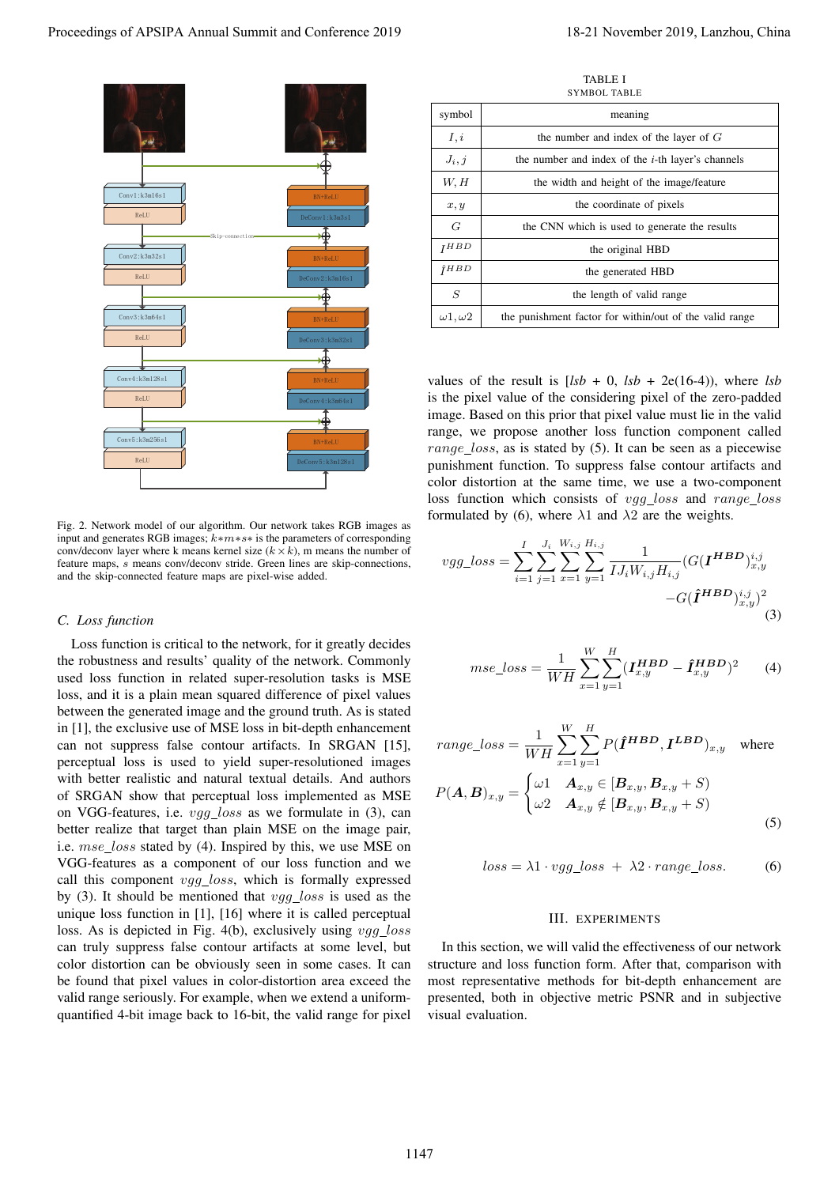Fig. 2. Network model of our algorithm. Our network takes RGB images as input and generates RGB images; $k*m*s*$ is the parameters of corresponding conv/deconv layer where k means kernel size ($k \times k$), m means the number of feature maps, $s$ means conv/deconv stride. Green lines are skip-connections, and the skip-connected feature maps are pixel-wise added.

### C. Loss function

Loss function is critical to the network, for it greatly decides the robustness and results' quality of the network. Commonly used loss function in related super-resolution tasks is MSE loss, and it is a plain mean squared difference of pixel values between the generated image and the ground truth. As is stated in [1], the exclusive use of MSE loss in bit-depth enhancement can not suppress false contour artifacts. In SRGAN [15], perceptual loss is used to yield super-resolutioned images with better realistic and natural textual details. And authors of SRGAN show that perceptual loss implemented as MSE on VGG-features, i.e. $vgg\_loss$ as we formulate in (3), can better realize that target than plain MSE on the image pair, i.e. $mse\_loss$ stated by (4). Inspired by this, we use MSE on VGG-features as a component of our loss function and we call this component $vgg\_loss$, which is formally expressed by (3). It should be mentioned that $vgg\_loss$ is used as the unique loss function in [1], [16] where it is called perceptual loss. As is depicted in Fig. 4(b), exclusively using $vgg\_loss$ can truly suppress false contour artifacts at some level, but color distortion can be obviously seen in some cases. It can be found that pixel values in color-distortion area exceed the valid range seriously. For example, when we extend a uniform-quantified 4-bit image back to 16-bit, the valid range for pixel values of the result is [$lsb$ + 0, $lsb$ + 2e(16-4)), where $lsb$ is the pixel value of the considering pixel of the zero-padded image. Based on this prior that pixel value must lie in the valid range, we propose another loss function component called $range\_loss$, as is stated by (5). It can be seen as a piecewise punishment function. To suppress false contour artifacts and color distortion at the same time, we use a two-component loss function which consists of $vgg\_loss$ and $range\_loss$ formulated by (6), where $\lambda 1$ and $\lambda 2$ are the weights.

TABLE I
SYMBOL TABLE

| symbol | meaning |
|---|---|
| $I, i$ | the number and index of the layer of $G$ |
| $J_i, j$ | the number and index of the $i$-th layer's channels |
| $W, H$ | the width and height of the image/feature |
| $x, y$ | the coordinate of pixels |
| $G$ | the CNN which is used to generate the results |
| $I^{HBD}$ | the original HBD |
| $\hat{I}^{HBD}$ | the generated HBD |
| $S$ | the length of valid range |
| $\omega 1, \omega 2$ | the punishment factor for within/out of the valid range |

$$vgg\_loss = \sum_{i=1}^{I}\sum_{j=1}^{J_i}\sum_{x=1}^{W_{i,j}}\sum_{y=1}^{H_{i,j}} \frac{1}{IJ_iW_{i,j}H_{i,j}}(G(\boldsymbol{I^{HBD}})_{x,y}^{i,j} - G(\boldsymbol{\hat{I}^{HBD}})_{x,y}^{i,j})^2 \tag{3}$$

$$mse\_loss = \frac{1}{WH}\sum_{x=1}^{W}\sum_{y=1}^{H}(\boldsymbol{I_{x,y}^{HBD}} - \boldsymbol{\hat{I}_{x,y}^{HBD}})^2 \tag{4}$$

$$range\_loss = \frac{1}{WH}\sum_{x=1}^{W}\sum_{y=1}^{H} P(\boldsymbol{\hat{I}^{HBD}}, \boldsymbol{I^{LBD}})_{x,y} \quad \text{where}$$
$$P(\boldsymbol{A}, \boldsymbol{B})_{x,y} = \begin{cases} \omega 1 & \boldsymbol{A}_{x,y} \in [\boldsymbol{B}_{x,y}, \boldsymbol{B}_{x,y} + S) \\ \omega 2 & \boldsymbol{A}_{x,y} \notin [\boldsymbol{B}_{x,y}, \boldsymbol{B}_{x,y} + S) \end{cases} \tag{5}$$

$$loss = \lambda 1 \cdot vgg\_loss \; + \; \lambda 2 \cdot range\_loss. \tag{6}$$

## III. Experiments

In this section, we will valid the effectiveness of our network structure and loss function form. After that, comparison with most representative methods for bit-depth enhancement are presented, both in objective metric PSNR and in subjective visual evaluation.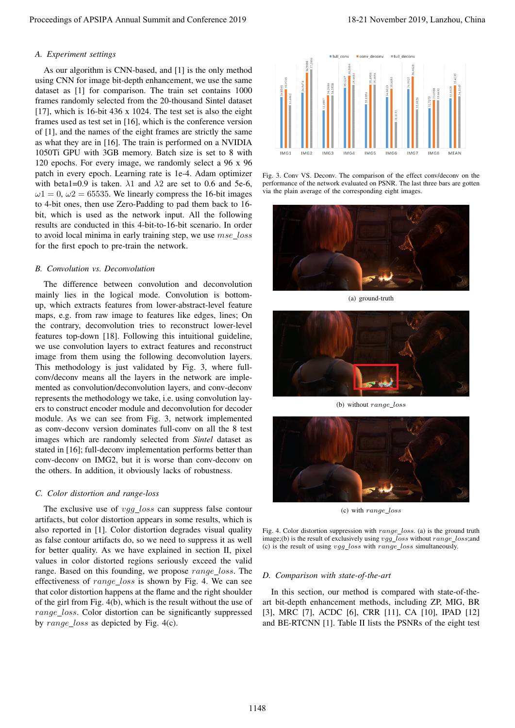### A. Experiment settings

As our algorithm is CNN-based, and [1] is the only method using CNN for image bit-depth enhancement, we use the same dataset as [1] for comparison. The train set contains 1000 frames randomly selected from the 20-thousand Sintel dataset [17], which is 16-bit 436 x 1024. The test set is also the eight frames used as test set in [16], which is the conference version of [1], and the names of the eight frames are strictly the same as what they are in [16]. The train is performed on a NVIDIA 1050Ti GPU with 3GB memory. Batch size is set to 8 with 120 epochs. For every image, we randomly select a 96 x 96 patch in every epoch. Learning rate is 1e-4. Adam optimizer with beta1=0.9 is taken. $\lambda1$ and $\lambda2$ are set to 0.6 and 5e-6, $\omega1 = 0$, $\omega2 = 65535$. We linearly compress the 16-bit images to 4-bit ones, then use Zero-Padding to pad them back to 16-bit, which is used as the network input. All the following results are conducted in this 4-bit-to-16-bit scenario. In order to avoid local minima in early training step, we use $mse\_loss$ for the first epoch to pre-train the network.

### B. Convolution vs. Deconvolution

The difference between convolution and deconvolution mainly lies in the logical mode. Convolution is bottom-up, which extracts features from lower-abstract-level feature maps, e.g. from raw image to features like edges, lines; On the contrary, deconvolution tries to reconstruct lower-level features top-down [18]. Following this intuitional guideline, we use convolution layers to extract features and reconstruct image from them using the following deconvolution layers. This methodology is just validated by Fig. 3, where full-conv/deconv means all the layers in the network are implemented as convolution/deconvolution layers, and conv-deconv represents the methodology we take, i.e. using convolution layers to construct encoder module and deconvolution for decoder module. As we can see from Fig. 3, network implemented as conv-deconv version dominates full-conv on all the 8 test images which are randomly selected from *Sintel* dataset as stated in [16]; full-deconv implementation performs better than conv-deconv on IMG2, but it is worse than conv-deconv on the others. In addition, it obviously lacks of robustness.

### C. Color distortion and range-loss

The exclusive use of $vgg\_loss$ can suppress false contour artifacts, but color distortion appears in some results, which is also reported in [1]. Color distortion degrades visual quality as false contour artifacts do, so we need to suppress it as well for better quality. As we have explained in section II, pixel values in color distorted regions seriously exceed the valid range. Based on this founding, we propose $range\_loss$. The effectiveness of $range\_loss$ is shown by Fig. 4. We can see that color distortion happens at the flame and the right shoulder of the girl from Fig. 4(b), which is the result without the use of $range\_loss$. Color distortion can be significantly suppressed by $range\_loss$ as depicted by Fig. 4(c).

| | IMG1 | IMG2 | IMG3 | IMG4 | IMG5 | IMG6 | IMG7 | IMG8 | MEAN |
|---|---|---|---|---|---|---|---|---|---|
| full_conv | 34.6546 | 34.5474 | 32.4807 | 35.1247 | 33.1054 | 34.0319 | 34.0925 | 32.7255 | 33.8028 |
| conv_deconv | 34.9741 | 36.9088 | 34.2840 | 36.5884 | 35.4996 | 35.0463 | 36.4628 | 33.6988 | 35.4325 |
| full_deconv | 33.6902 | 37.2896 | 34.2528 | 35.4664 | 35.1856 | 31.1133 | 33.6026 | 33.6632 | 34.3145 |

Fig. 3. Conv VS. Deconv. The comparison of the effect conv/deconv on the performance of the network evaluated on PSNR. The last three bars are gotten via the plain average of the corresponding eight images.

(a) ground-truth

(b) without $range\_loss$

(c) with $range\_loss$

Fig. 4. Color distortion suppression with $range\_loss$. (a) is the ground truth image;(b) is the result of exclusively using $vgg\_loss$ without $range\_loss$;and (c) is the result of using $vgg\_loss$ with $range\_loss$ simultaneously.

### D. Comparison with state-of-the-art

In this section, our method is compared with state-of-the-art bit-depth enhancement methods, including ZP, MIG, BR [3], MRC [7], ACDC [6], CRR [11], CA [10], IPAD [12] and BE-RTCNN [1]. Table II lists the PSNRs of the eight test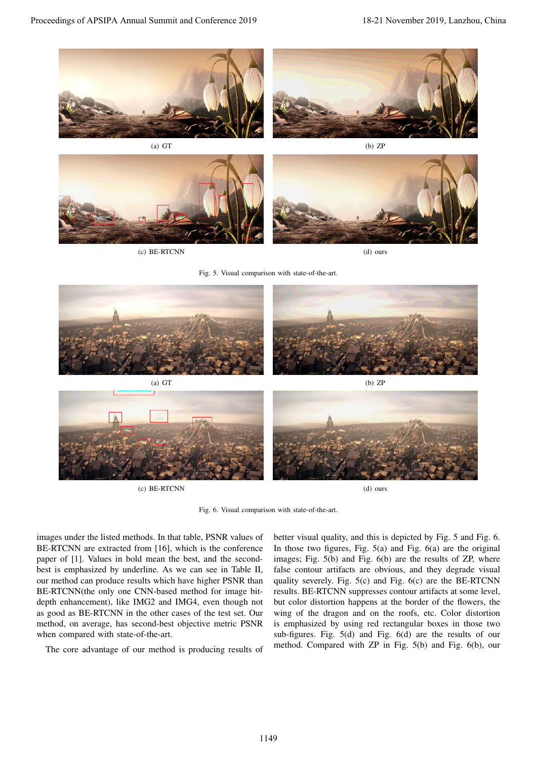(a) GT

(b) ZP

(c) BE-RTCNN

(d) ours

Fig. 5. Visual comparison with state-of-the-art.

(a) GT

(b) ZP

(c) BE-RTCNN

(d) ours

Fig. 6. Visual comparison with state-of-the-art.

images under the listed methods. In that table, PSNR values of BE-RTCNN are extracted from [16], which is the conference paper of [1]. Values in bold mean the best, and the second-best is emphasized by underline. As we can see in Table II, our method can produce results which have higher PSNR than BE-RTCNN(the only one CNN-based method for image bit-depth enhancement), like IMG2 and IMG4, even though not as good as BE-RTCNN in the other cases of the test set. Our method, on average, has second-best objective metric PSNR when compared with state-of-the-art.

The core advantage of our method is producing results of better visual quality, and this is depicted by Fig. 5 and Fig. 6. In those two figures, Fig. 5(a) and Fig. 6(a) are the original images; Fig. 5(b) and Fig. 6(b) are the results of ZP, where false contour artifacts are obvious, and they degrade visual quality severely. Fig. 5(c) and Fig. 6(c) are the BE-RTCNN results. BE-RTCNN suppresses contour artifacts at some level, but color distortion happens at the border of the flowers, the wing of the dragon and on the roofs, etc. Color distortion is emphasized by using red rectangular boxes in those two sub-figures. Fig. 5(d) and Fig. 6(d) are the results of our method. Compared with ZP in Fig. 5(b) and Fig. 6(b), our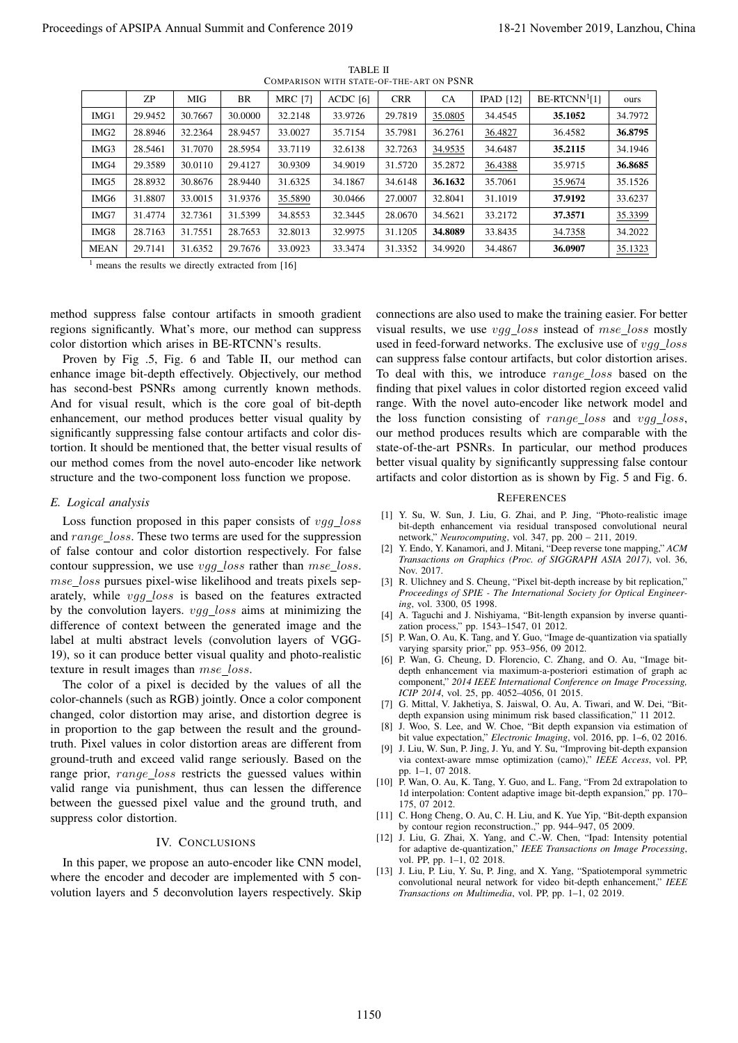TABLE II
COMPARISON WITH STATE-OF-THE-ART ON PSNR

| | ZP | MIG | BR | MRC [7] | ACDC [6] | CRR | CA | IPAD [12] | BE-RTCNN[1][1] | ours |
|---|---|---|---|---|---|---|---|---|---|---|
| IMG1 | 29.9452 | 30.7667 | 30.0000 | 32.2148 | 33.9726 | 29.7819 | 35.0805 | 34.4545 | **35.1052** | 34.7972 |
| IMG2 | 28.8946 | 32.2364 | 28.9457 | 33.0027 | 35.7154 | 35.7981 | 36.2761 | 36.4827 | 36.4582 | **36.8795** |
| IMG3 | 28.5461 | 31.7070 | 28.5954 | 33.7119 | 32.6138 | 32.7263 | 34.9535 | 34.6487 | **35.2115** | 34.1946 |
| IMG4 | 29.3589 | 30.0110 | 29.4127 | 30.9309 | 34.9019 | 31.5720 | 35.2872 | 36.4388 | 35.9715 | **36.8685** |
| IMG5 | 28.8932 | 30.8676 | 28.9440 | 31.6325 | 34.1867 | 34.6148 | **36.1632** | 35.7061 | 35.9674 | 35.1526 |
| IMG6 | 31.8807 | 33.0015 | 31.9376 | 35.5890 | 30.0466 | 27.0007 | 32.8041 | 31.1019 | **37.9192** | 33.6237 |
| IMG7 | 31.4774 | 32.7361 | 31.5399 | 34.8553 | 32.3445 | 28.0670 | 34.5621 | 33.2172 | **37.3571** | 35.3399 |
| IMG8 | 28.7163 | 31.7551 | 28.7653 | 32.8013 | 32.9975 | 31.1205 | **34.8089** | 33.8435 | 34.7358 | 34.2022 |
| MEAN | 29.7141 | 31.6352 | 29.7676 | 33.0923 | 33.3474 | 31.3352 | 34.9920 | 34.4867 | **36.0907** | 35.1323 |

[1] means the results we directly extracted from [16]

method suppress false contour artifacts in smooth gradient regions significantly. What's more, our method can suppress color distortion which arises in BE-RTCNN's results.

Proven by Fig .5, Fig. 6 and Table II, our method can enhance image bit-depth effectively. Objectively, our method has second-best PSNRs among currently known methods. And for visual result, which is the core goal of bit-depth enhancement, our method produces better visual quality by significantly suppressing false contour artifacts and color distortion. It should be mentioned that, the better visual results of our method comes from the novel auto-encoder like network structure and the two-component loss function we propose.

### *E. Logical analysis*

Loss function proposed in this paper consists of $vgg\_loss$ and $range\_loss$. These two terms are used for the suppression of false contour and color distortion respectively. For false contour suppression, we use $vgg\_loss$ rather than $mse\_loss$. $mse\_loss$ pursues pixel-wise likelihood and treats pixels separately, while $vgg\_loss$ is based on the features extracted by the convolution layers. $vgg\_loss$ aims at minimizing the difference of context between the generated image and the label at multi abstract levels (convolution layers of VGG-19), so it can produce better visual quality and photo-realistic texture in result images than $mse\_loss$.

The color of a pixel is decided by the values of all the color-channels (such as RGB) jointly. Once a color component changed, color distortion may arise, and distortion degree is in proportion to the gap between the result and the ground-truth. Pixel values in color distortion areas are different from ground-truth and exceed valid range seriously. Based on the range prior, $range\_loss$ restricts the guessed values within valid range via punishment, thus can lessen the difference between the guessed pixel value and the ground truth, and suppress color distortion.

## IV. CONCLUSIONS

In this paper, we propose an auto-encoder like CNN model, where the encoder and decoder are implemented with 5 convolution layers and 5 deconvolution layers respectively. Skip connections are also used to make the training easier. For better visual results, we use $vgg\_loss$ instead of $mse\_loss$ mostly used in feed-forward networks. The exclusive use of $vgg\_loss$ can suppress false contour artifacts, but color distortion arises. To deal with this, we introduce $range\_loss$ based on the finding that pixel values in color distorted region exceed valid range. With the novel auto-encoder like network model and the loss function consisting of $range\_loss$ and $vgg\_loss$, our method produces results which are comparable with the state-of-the-art PSNRs. In particular, our method produces better visual quality by significantly suppressing false contour artifacts and color distortion as is shown by Fig. 5 and Fig. 6.

## REFERENCES

[1] Y. Su, W. Sun, J. Liu, G. Zhai, and P. Jing, "Photo-realistic image bit-depth enhancement via residual transposed convolutional neural network," *Neurocomputing*, vol. 347, pp. 200 – 211, 2019.

[2] Y. Endo, Y. Kanamori, and J. Mitani, "Deep reverse tone mapping," *ACM Transactions on Graphics (Proc. of SIGGRAPH ASIA 2017)*, vol. 36, Nov. 2017.

[3] R. Ulichney and S. Cheung, "Pixel bit-depth increase by bit replication," *Proceedings of SPIE - The International Society for Optical Engineering*, vol. 3300, 05 1998.

[4] A. Taguchi and J. Nishiyama, "Bit-length expansion by inverse quantization process," pp. 1543–1547, 01 2012.

[5] P. Wan, O. Au, K. Tang, and Y. Guo, "Image de-quantization via spatially varying sparsity prior," pp. 953–956, 09 2012.

[6] P. Wan, G. Cheung, D. Florencio, C. Zhang, and O. Au, "Image bit-depth enhancement via maximum-a-posteriori estimation of graph ac component," *2014 IEEE International Conference on Image Processing, ICIP 2014*, vol. 25, pp. 4052–4056, 01 2015.

[7] G. Mittal, V. Jakhetiya, S. Jaiswal, O. Au, A. Tiwari, and W. Dei, "Bit-depth expansion using minimum risk based classification," 11 2012.

[8] J. Woo, S. Lee, and W. Choe, "Bit depth expansion via estimation of bit value expectation," *Electronic Imaging*, vol. 2016, pp. 1–6, 02 2016.

[9] J. Liu, W. Sun, P. Jing, J. Yu, and Y. Su, "Improving bit-depth expansion via context-aware mmse optimization (camo)," *IEEE Access*, vol. PP, pp. 1–1, 07 2018.

[10] P. Wan, O. Au, K. Tang, Y. Guo, and L. Fang, "From 2d extrapolation to 1d interpolation: Content adaptive image bit-depth expansion," pp. 170–175, 07 2012.

[11] C. Hong Cheng, O. Au, C. H. Liu, and K. Yue Yip, "Bit-depth expansion by contour region reconstruction.," pp. 944–947, 05 2009.

[12] J. Liu, G. Zhai, X. Yang, and C.-W. Chen, "Ipad: Intensity potential for adaptive de-quantization," *IEEE Transactions on Image Processing*, vol. PP, pp. 1–1, 02 2018.

[13] J. Liu, P. Liu, Y. Su, P. Jing, and X. Yang, "Spatiotemporal symmetric convolutional neural network for video bit-depth enhancement," *IEEE Transactions on Multimedia*, vol. PP, pp. 1–1, 02 2019.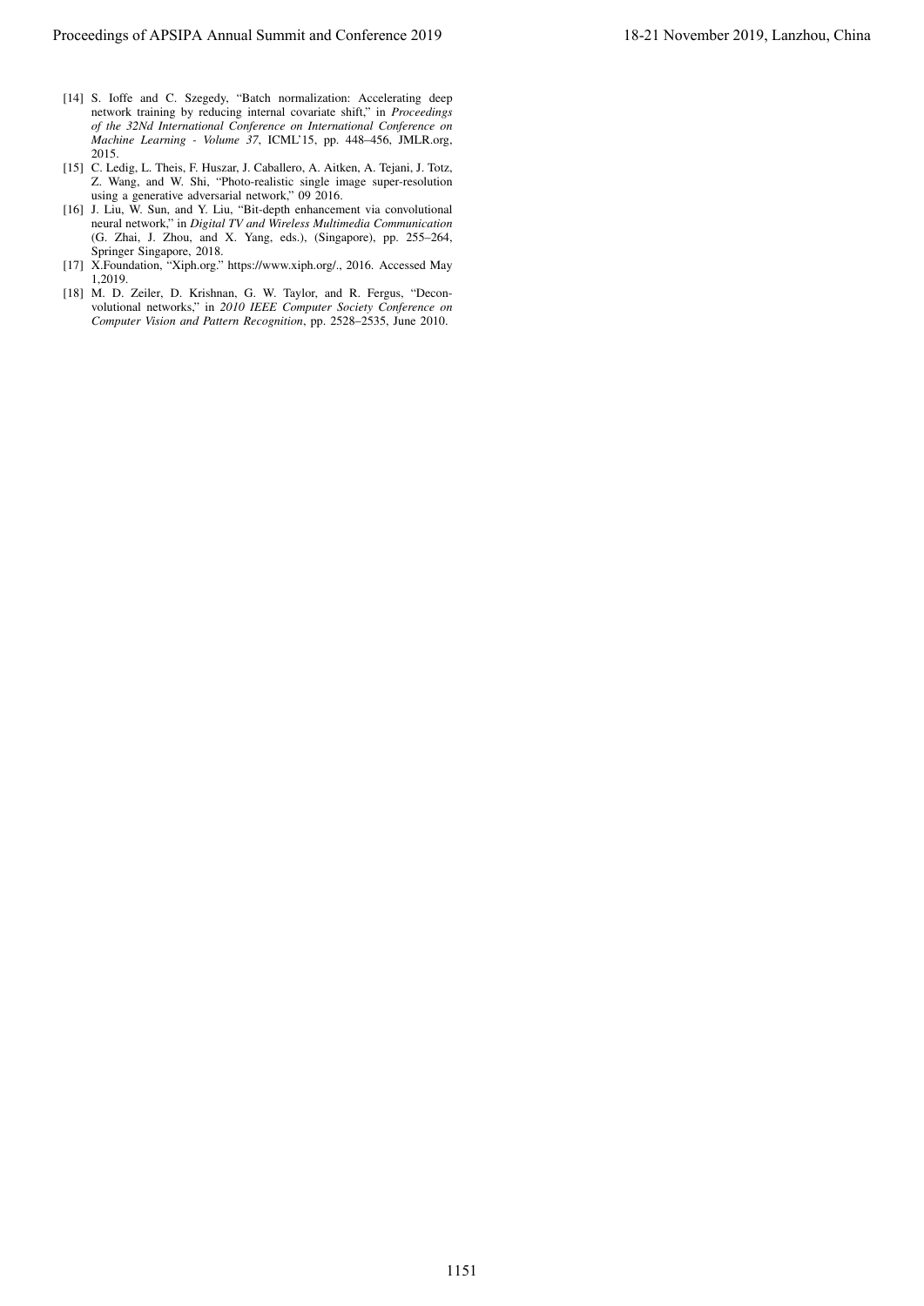[14] S. Ioffe and C. Szegedy, "Batch normalization: Accelerating deep network training by reducing internal covariate shift," in *Proceedings of the 32Nd International Conference on International Conference on Machine Learning - Volume 37*, ICML'15, pp. 448–456, JMLR.org, 2015.

[15] C. Ledig, L. Theis, F. Huszar, J. Caballero, A. Aitken, A. Tejani, J. Totz, Z. Wang, and W. Shi, "Photo-realistic single image super-resolution using a generative adversarial network," 09 2016.

[16] J. Liu, W. Sun, and Y. Liu, "Bit-depth enhancement via convolutional neural network," in *Digital TV and Wireless Multimedia Communication* (G. Zhai, J. Zhou, and X. Yang, eds.), (Singapore), pp. 255–264, Springer Singapore, 2018.

[17] X.Foundation, "Xiph.org." https://www.xiph.org/., 2016. Accessed May 1,2019.

[18] M. D. Zeiler, D. Krishnan, G. W. Taylor, and R. Fergus, "Deconvolutional networks," in *2010 IEEE Computer Society Conference on Computer Vision and Pattern Recognition*, pp. 2528–2535, June 2010.